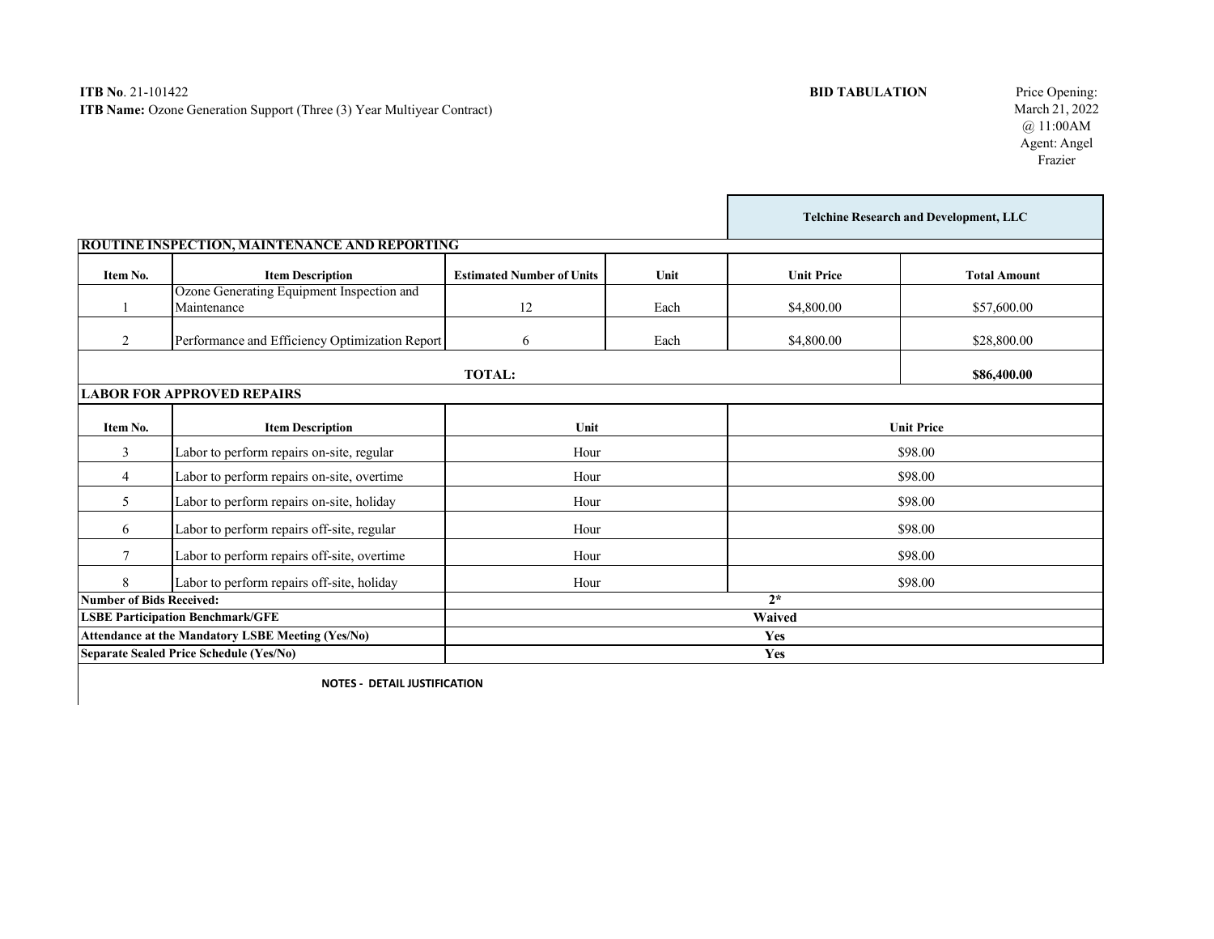**ITB No**. 21-101422
**ITB Name:** Ozone Generation Support (Three (3) Year Multiyear Contract)

**BID TABULATION**

Price Opening:
March 21, 2022
@ 11:00AM
Agent: Angel Frazier

| | | | | Telchine Research and Development, LLC | |
|---|---|---|---|---|---|
| **ROUTINE INSPECTION, MAINTENANCE AND REPORTING** | | | | | |
| **Item No.** | **Item Description** | **Estimated Number of Units** | **Unit** | **Unit Price** | **Total Amount** |
| 1 | Ozone Generating Equipment Inspection and Maintenance | 12 | Each | $4,800.00 | $57,600.00 |
| 2 | Performance and Efficiency Optimization Report | 6 | Each | $4,800.00 | $28,800.00 |
| | | **TOTAL:** | | | **$86,400.00** |
| **LABOR FOR APPROVED REPAIRS** | | | | | |
| **Item No.** | **Item Description** | **Unit** | | **Unit Price** | |
| 3 | Labor to perform repairs on-site, regular | Hour | | $98.00 | |
| 4 | Labor to perform repairs on-site, overtime | Hour | | $98.00 | |
| 5 | Labor to perform repairs on-site, holiday | Hour | | $98.00 | |
| 6 | Labor to perform repairs off-site, regular | Hour | | $98.00 | |
| 7 | Labor to perform repairs off-site, overtime | Hour | | $98.00 | |
| 8 | Labor to perform repairs off-site, holiday | Hour | | $98.00 | |
| **Number of Bids Received:** | | **2*** | | | |
| **LSBE Participation Benchmark/GFE** | | **Waived** | | | |
| **Attendance at the Mandatory LSBE Meeting (Yes/No)** | | **Yes** | | | |
| **Separate Sealed Price Schedule (Yes/No)** | | **Yes** | | | |

**NOTES - DETAIL JUSTIFICATION**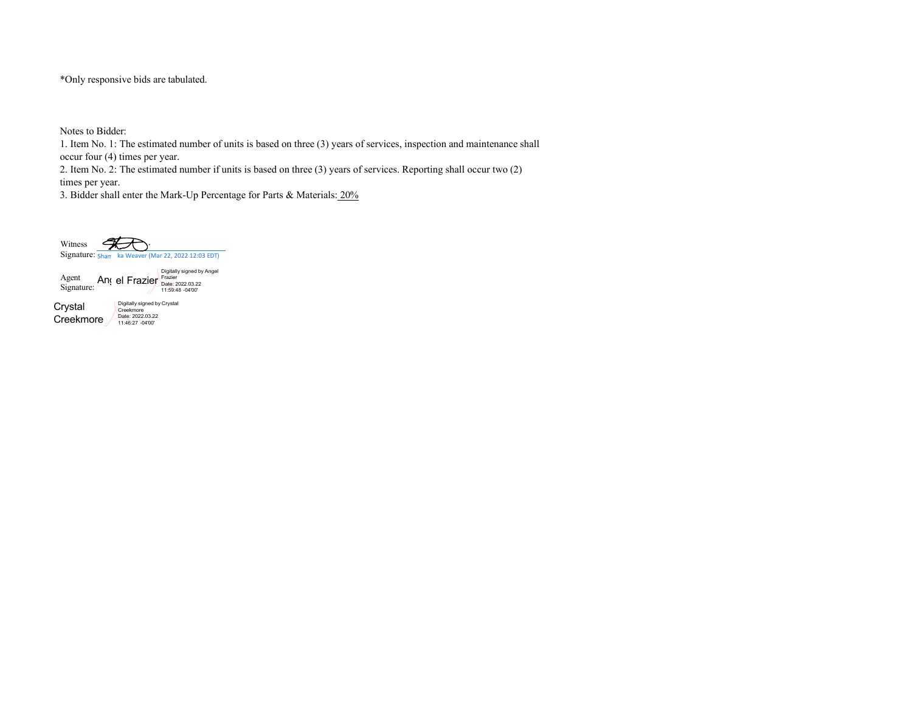*Only responsive bids are tabulated.

Notes to Bidder:

1. Item No. 1: The estimated number of units is based on three (3) years of services, inspection and maintenance shall occur four (4) times per year.
2. Item No. 2: The estimated number if units is based on three (3) years of services. Reporting shall occur two (2) times per year.
3. Bidder shall enter the Mark-Up Percentage for Parts & Materials: 20%

Witness Signature: Shameka Weaver (Mar 22, 2022 12:03 EDT)

Agent Signature: Angel Frazier Digitally signed by Angel Frazier Date: 2022.03.22 11:59:48 -04'00'

Crystal Creekmore Digitally signed by Crystal Creekmore Date: 2022.03.22 11:46:27 -04'00'